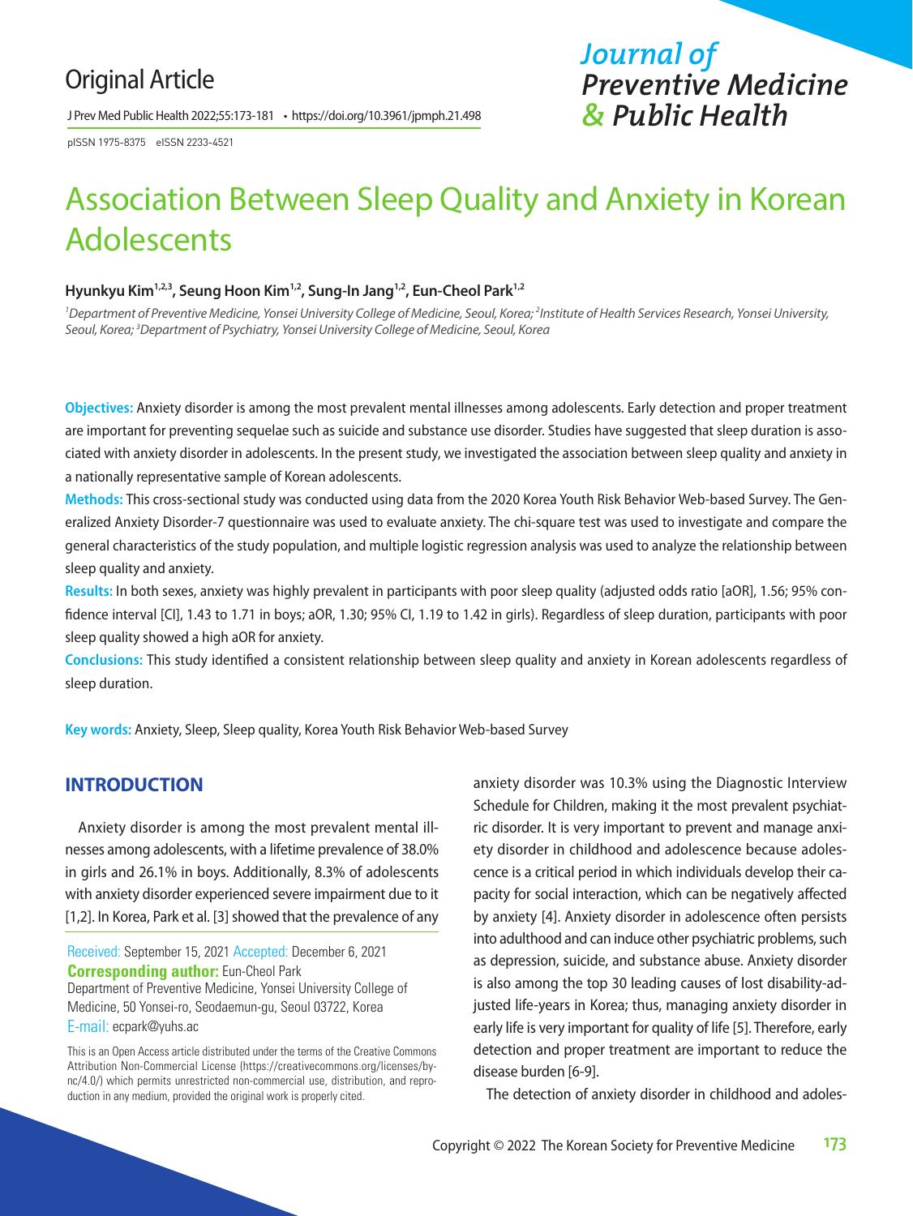Original Article

# Association Between Sleep Quality and Anxiety in Korean Adolescents

**Hyunkyu Kim[1,2,3], Seung Hoon Kim[1,2], Sung-In Jang[1,2], Eun-Cheol Park[1,2]**

*[1]Department of Preventive Medicine, Yonsei University College of Medicine, Seoul, Korea; [2]Institute of Health Services Research, Yonsei University, Seoul, Korea; [3]Department of Psychiatry, Yonsei University College of Medicine, Seoul, Korea*

**Objectives:** Anxiety disorder is among the most prevalent mental illnesses among adolescents. Early detection and proper treatment are important for preventing sequelae such as suicide and substance use disorder. Studies have suggested that sleep duration is associated with anxiety disorder in adolescents. In the present study, we investigated the association between sleep quality and anxiety in a nationally representative sample of Korean adolescents.

**Methods:** This cross-sectional study was conducted using data from the 2020 Korea Youth Risk Behavior Web-based Survey. The Generalized Anxiety Disorder-7 questionnaire was used to evaluate anxiety. The chi-square test was used to investigate and compare the general characteristics of the study population, and multiple logistic regression analysis was used to analyze the relationship between sleep quality and anxiety.

**Results:** In both sexes, anxiety was highly prevalent in participants with poor sleep quality (adjusted odds ratio [aOR], 1.56; 95% confidence interval [CI], 1.43 to 1.71 in boys; aOR, 1.30; 95% CI, 1.19 to 1.42 in girls). Regardless of sleep duration, participants with poor sleep quality showed a high aOR for anxiety.

**Conclusions:** This study identified a consistent relationship between sleep quality and anxiety in Korean adolescents regardless of sleep duration.

**Key words:** Anxiety, Sleep, Sleep quality, Korea Youth Risk Behavior Web-based Survey

## INTRODUCTION

Anxiety disorder is among the most prevalent mental illnesses among adolescents, with a lifetime prevalence of 38.0% in girls and 26.1% in boys. Additionally, 8.3% of adolescents with anxiety disorder experienced severe impairment due to it [1,2]. In Korea, Park et al. [3] showed that the prevalence of any anxiety disorder was 10.3% using the Diagnostic Interview Schedule for Children, making it the most prevalent psychiatric disorder. It is very important to prevent and manage anxiety disorder in childhood and adolescence because adolescence is a critical period in which individuals develop their capacity for social interaction, which can be negatively affected by anxiety [4]. Anxiety disorder in adolescence often persists into adulthood and can induce other psychiatric problems, such as depression, suicide, and substance abuse. Anxiety disorder is also among the top 30 leading causes of lost disability-adjusted life-years in Korea; thus, managing anxiety disorder in early life is very important for quality of life [5]. Therefore, early detection and proper treatment are important to reduce the disease burden [6-9].

The detection of anxiety disorder in childhood and adoles-

Received: September 15, 2021 Accepted: December 6, 2021
**Corresponding author:** Eun-Cheol Park
Department of Preventive Medicine, Yonsei University College of Medicine, 50 Yonsei-ro, Seodaemun-gu, Seoul 03722, Korea
E-mail: ecpark@yuhs.ac

This is an Open Access article distributed under the terms of the Creative Commons Attribution Non-Commercial License (https://creativecommons.org/licenses/by-nc/4.0/) which permits unrestricted non-commercial use, distribution, and reproduction in any medium, provided the original work is properly cited.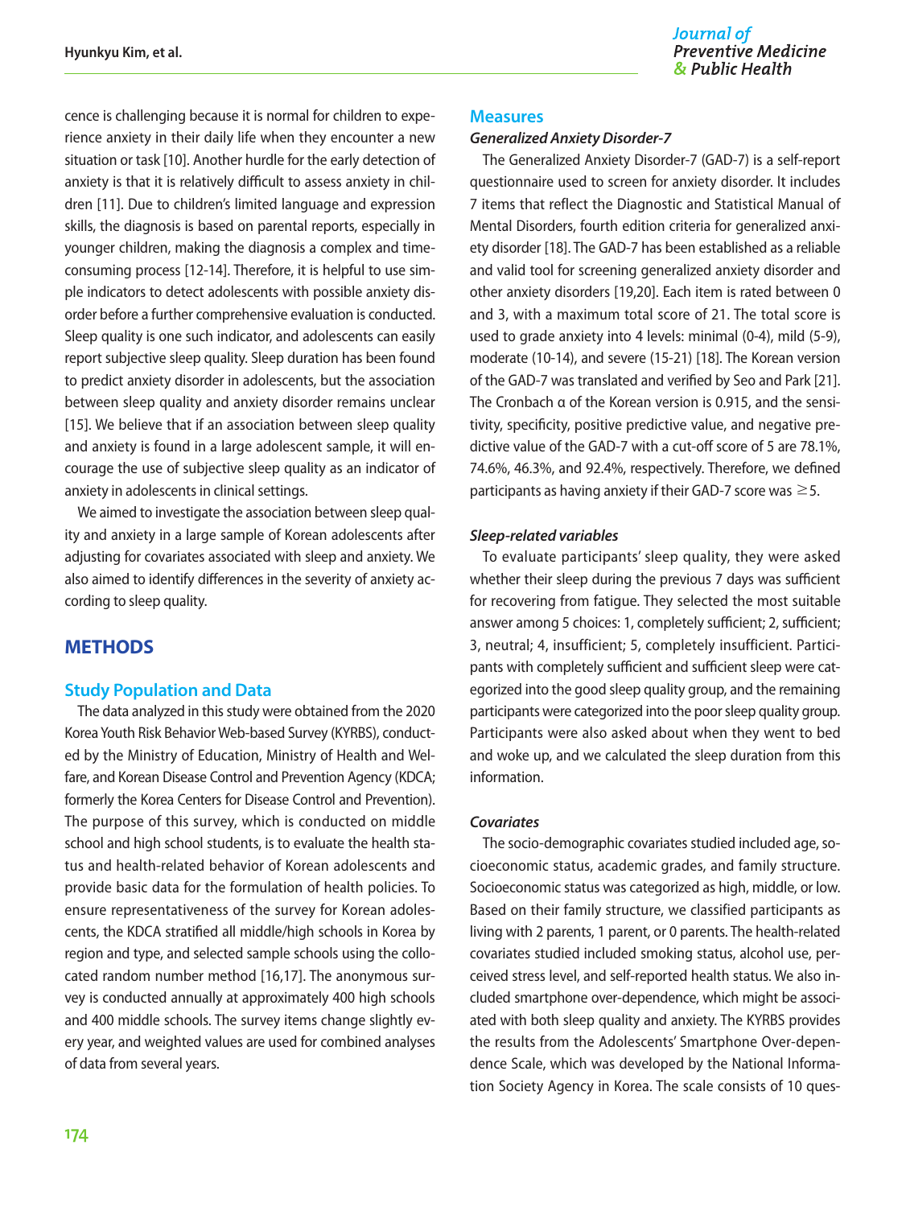cence is challenging because it is normal for children to experience anxiety in their daily life when they encounter a new situation or task [10]. Another hurdle for the early detection of anxiety is that it is relatively difficult to assess anxiety in children [11]. Due to children's limited language and expression skills, the diagnosis is based on parental reports, especially in younger children, making the diagnosis a complex and time-consuming process [12-14]. Therefore, it is helpful to use simple indicators to detect adolescents with possible anxiety disorder before a further comprehensive evaluation is conducted. Sleep quality is one such indicator, and adolescents can easily report subjective sleep quality. Sleep duration has been found to predict anxiety disorder in adolescents, but the association between sleep quality and anxiety disorder remains unclear [15]. We believe that if an association between sleep quality and anxiety is found in a large adolescent sample, it will encourage the use of subjective sleep quality as an indicator of anxiety in adolescents in clinical settings.

We aimed to investigate the association between sleep quality and anxiety in a large sample of Korean adolescents after adjusting for covariates associated with sleep and anxiety. We also aimed to identify differences in the severity of anxiety according to sleep quality.

## METHODS

### Study Population and Data

The data analyzed in this study were obtained from the 2020 Korea Youth Risk Behavior Web-based Survey (KYRBS), conducted by the Ministry of Education, Ministry of Health and Welfare, and Korean Disease Control and Prevention Agency (KDCA; formerly the Korea Centers for Disease Control and Prevention). The purpose of this survey, which is conducted on middle school and high school students, is to evaluate the health status and health-related behavior of Korean adolescents and provide basic data for the formulation of health policies. To ensure representativeness of the survey for Korean adolescents, the KDCA stratified all middle/high schools in Korea by region and type, and selected sample schools using the collocated random number method [16,17]. The anonymous survey is conducted annually at approximately 400 high schools and 400 middle schools. The survey items change slightly every year, and weighted values are used for combined analyses of data from several years.

### Measures

#### *Generalized Anxiety Disorder-7*

The Generalized Anxiety Disorder-7 (GAD-7) is a self-report questionnaire used to screen for anxiety disorder. It includes 7 items that reflect the Diagnostic and Statistical Manual of Mental Disorders, fourth edition criteria for generalized anxiety disorder [18]. The GAD-7 has been established as a reliable and valid tool for screening generalized anxiety disorder and other anxiety disorders [19,20]. Each item is rated between 0 and 3, with a maximum total score of 21. The total score is used to grade anxiety into 4 levels: minimal (0-4), mild (5-9), moderate (10-14), and severe (15-21) [18]. The Korean version of the GAD-7 was translated and verified by Seo and Park [21]. The Cronbach α of the Korean version is 0.915, and the sensitivity, specificity, positive predictive value, and negative predictive value of the GAD-7 with a cut-off score of 5 are 78.1%, 74.6%, 46.3%, and 92.4%, respectively. Therefore, we defined participants as having anxiety if their GAD-7 score was $\geq$5.

#### *Sleep-related variables*

To evaluate participants' sleep quality, they were asked whether their sleep during the previous 7 days was sufficient for recovering from fatigue. They selected the most suitable answer among 5 choices: 1, completely sufficient; 2, sufficient; 3, neutral; 4, insufficient; 5, completely insufficient. Participants with completely sufficient and sufficient sleep were categorized into the good sleep quality group, and the remaining participants were categorized into the poor sleep quality group. Participants were also asked about when they went to bed and woke up, and we calculated the sleep duration from this information.

#### *Covariates*

The socio-demographic covariates studied included age, socioeconomic status, academic grades, and family structure. Socioeconomic status was categorized as high, middle, or low. Based on their family structure, we classified participants as living with 2 parents, 1 parent, or 0 parents. The health-related covariates studied included smoking status, alcohol use, perceived stress level, and self-reported health status. We also included smartphone over-dependence, which might be associated with both sleep quality and anxiety. The KYRBS provides the results from the Adolescents' Smartphone Over-dependence Scale, which was developed by the National Information Society Agency in Korea. The scale consists of 10 ques-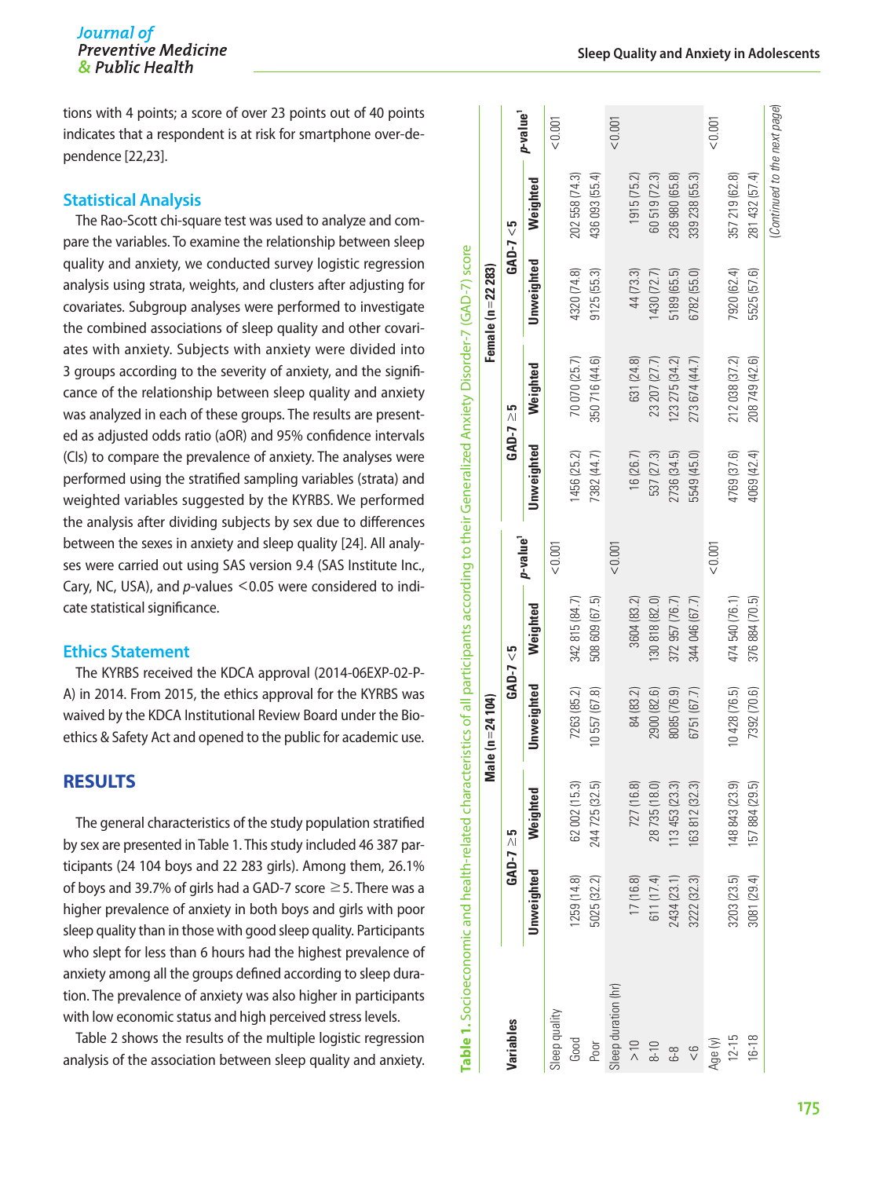tions with 4 points; a score of over 23 points out of 40 points indicates that a respondent is at risk for smartphone over-dependence [22,23].

## Statistical Analysis

The Rao-Scott chi-square test was used to analyze and compare the variables. To examine the relationship between sleep quality and anxiety, we conducted survey logistic regression analysis using strata, weights, and clusters after adjusting for covariates. Subgroup analyses were performed to investigate the combined associations of sleep quality and other covariates with anxiety. Subjects with anxiety were divided into 3 groups according to the severity of anxiety, and the significance of the relationship between sleep quality and anxiety was analyzed in each of these groups. The results are presented as adjusted odds ratio (aOR) and 95% confidence intervals (CIs) to compare the prevalence of anxiety. The analyses were performed using the stratified sampling variables (strata) and weighted variables suggested by the KYRBS. We performed the analysis after dividing subjects by sex due to differences between the sexes in anxiety and sleep quality [24]. All analyses were carried out using SAS version 9.4 (SAS Institute Inc., Cary, NC, USA), and *p*-values <0.05 were considered to indicate statistical significance.

## Ethics Statement

The KYRBS received the KDCA approval (2014-06EXP-02-P-A) in 2014. From 2015, the ethics approval for the KYRBS was waived by the KDCA Institutional Review Board under the Bioethics & Safety Act and opened to the public for academic use.

# RESULTS

The general characteristics of the study population stratified by sex are presented in Table 1. This study included 46 387 participants (24 104 boys and 22 283 girls). Among them, 26.1% of boys and 39.7% of girls had a GAD-7 score ≥5. There was a higher prevalence of anxiety in both boys and girls with poor sleep quality than in those with good sleep quality. Participants who slept for less than 6 hours had the highest prevalence of anxiety among all the groups defined according to sleep duration. The prevalence of anxiety was also higher in participants with low economic status and high perceived stress levels.

Table 2 shows the results of the multiple logistic regression analysis of the association between sleep quality and anxiety.

**Table 1.** Socioeconomic and health-related characteristics of all participants according to their Generalized Anxiety Disorder-7 (GAD-7) score

| Variables | Male (n=24 104) | | | | | Female (n=22 283) | | | | |
|---|---|---|---|---|---|---|---|---|---|---|
| | GAD-7 ≥5 | | GAD-7 <5 | | *p*-value[1] | GAD-7 ≥5 | | GAD-7 <5 | | *p*-value[1] |
| | Unweighted | Weighted | Unweighted | Weighted | | Unweighted | Weighted | Unweighted | Weighted | |
| Sleep quality | | | | | <0.001 | | | | | <0.001 |
| Good | 1259 (14.8) | 62 002 (15.3) | 7263 (85.2) | 342 815 (84.7) | | 1456 (25.2) | 70 070 (25.7) | 4320 (74.8) | 202 558 (74.3) | |
| Poor | 5025 (32.2) | 244 725 (32.5) | 10 557 (67.8) | 508 609 (67.5) | | 7382 (44.7) | 350 716 (44.6) | 9125 (55.3) | 436 093 (55.4) | |
| Sleep duration (hr) | | | | | <0.001 | | | | | <0.001 |
| >10 | 17 (16.8) | 727 (16.8) | 84 (83.2) | 3604 (83.2) | | 16 (26.7) | 631 (24.8) | 44 (73.3) | 1915 (75.2) | |
| 8-10 | 611 (17.4) | 28 735 (18.0) | 2900 (82.6) | 130 818 (82.0) | | 537 (27.3) | 23 207 (27.7) | 1430 (72.7) | 60 519 (72.3) | |
| 6-8 | 2434 (23.1) | 113 453 (23.3) | 8085 (76.9) | 372 957 (76.7) | | 2736 (34.5) | 123 275 (34.2) | 5189 (65.5) | 236 980 (65.8) | |
| <6 | 3222 (32.3) | 163 812 (32.3) | 6751 (67.7) | 344 046 (67.7) | | 5549 (45.0) | 273 674 (44.7) | 6782 (55.0) | 339 238 (55.3) | |
| Age (y) | | | | | <0.001 | | | | | <0.001 |
| 12-15 | 3203 (23.5) | 148 843 (23.9) | 10 428 (76.5) | 474 540 (76.1) | | 4769 (37.6) | 212 038 (37.2) | 7920 (62.4) | 357 219 (62.8) | |
| 16-18 | 3081 (29.4) | 157 884 (29.5) | 7392 (70.6) | 376 884 (70.5) | | 4069 (42.4) | 208 749 (42.6) | 5525 (57.6) | 281 432 (57.4) | |

(Continued to the next page)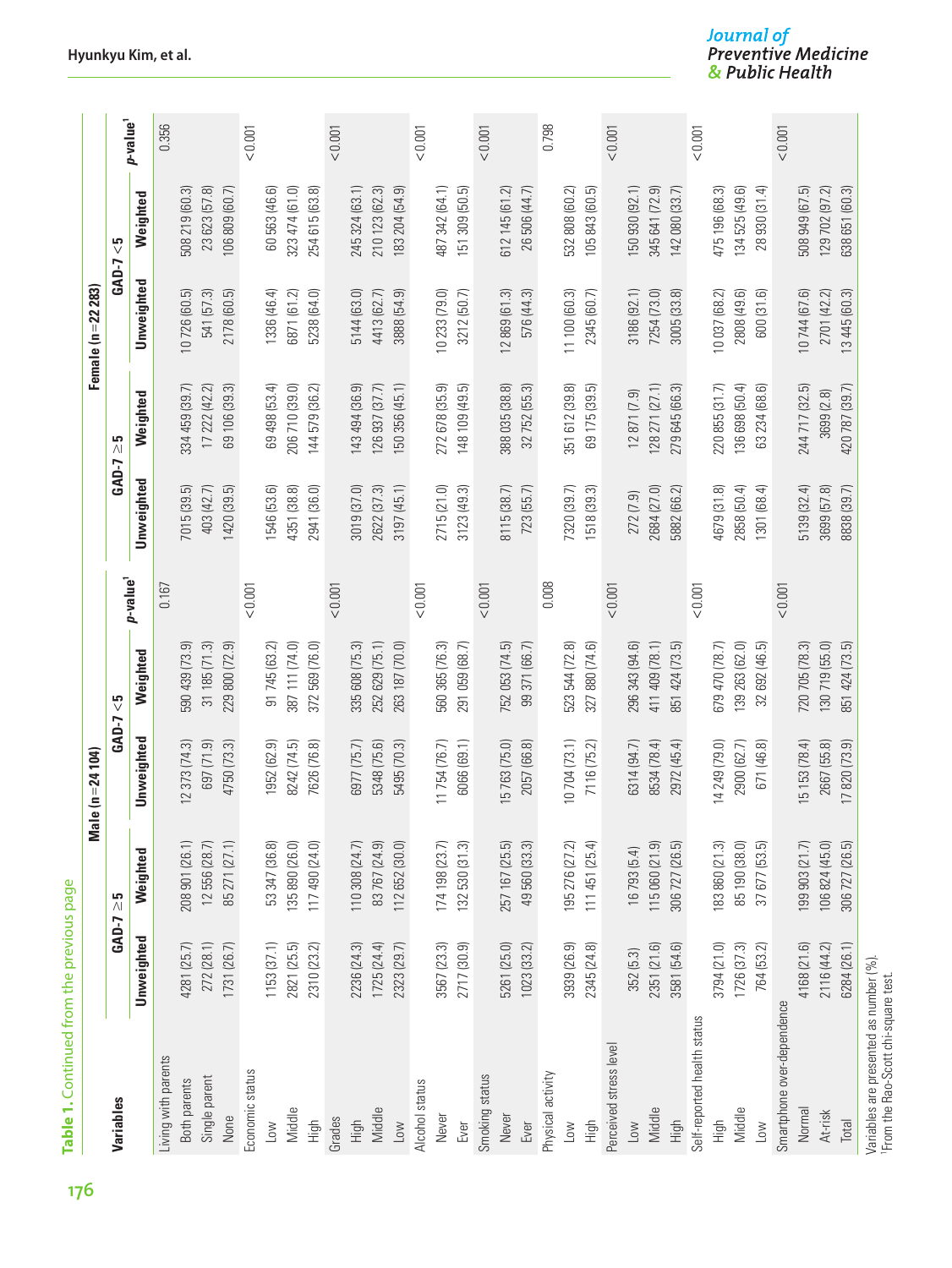**Table 1.** Continued from the previous page

| Variables | Male (n=24 104) | | | | | Female (n=22 283) | | | | |
|---|---|---|---|---|---|---|---|---|---|---|
| | GAD-7 ≥5 | | GAD-7 <5 | | p-value[1] | GAD-7 ≥5 | | GAD-7 <5 | | p-value[1] |
| | Unweighted | Weighted | Unweighted | Weighted | | Unweighted | Weighted | Unweighted | Weighted | |
| Living with parents | | | | | 0.167 | | | | | 0.356 |
| Both parents | 4281 (25.7) | 208 901 (26.1) | 12 373 (74.3) | 590 439 (73.9) | | 7015 (39.5) | 334 459 (39.7) | 10 726 (60.5) | 508 219 (60.3) | |
| Single parent | 272 (28.1) | 12 556 (28.7) | 697 (71.9) | 31 185 (71.3) | | 403 (42.7) | 17 222 (42.2) | 541 (57.3) | 23 623 (57.8) | |
| None | 1731 (26.7) | 85 271 (27.1) | 4750 (73.3) | 229 800 (72.9) | | 1420 (39.5) | 69 106 (39.3) | 2178 (60.5) | 106 809 (60.7) | |
| Economic status | | | | | <0.001 | | | | | <0.001 |
| Low | 1153 (37.1) | 53 347 (36.8) | 1952 (62.9) | 91 745 (63.2) | | 1546 (53.6) | 69 498 (53.4) | 1336 (46.4) | 60 563 (46.6) | |
| Middle | 2821 (25.5) | 135 890 (26.0) | 8242 (74.5) | 387 111 (74.0) | | 4351 (38.8) | 206 710 (39.0) | 6871 (61.2) | 323 474 (61.0) | |
| High | 2310 (23.2) | 117 490 (24.0) | 7626 (76.8) | 372 569 (76.0) | | 2941 (36.0) | 144 579 (36.2) | 5238 (64.0) | 254 615 (63.8) | |
| Grades | | | | | <0.001 | | | | | <0.001 |
| High | 2236 (24.3) | 110 308 (24.7) | 6977 (75.7) | 335 608 (75.3) | | 3019 (37.0) | 143 494 (36.9) | 5144 (63.0) | 245 324 (63.1) | |
| Middle | 1725 (24.4) | 83 767 (24.9) | 5348 (75.6) | 252 629 (75.1) | | 2622 (37.3) | 126 937 (37.7) | 4413 (62.7) | 210 123 (62.3) | |
| Low | 2323 (29.7) | 112 652 (30.0) | 5495 (70.3) | 263 187 (70.0) | | 3197 (45.1) | 150 356 (45.1) | 3888 (54.9) | 183 204 (54.9) | |
| Alcohol status | | | | | <0.001 | | | | | <0.001 |
| Never | 3567 (23.3) | 174 198 (23.7) | 11 754 (76.7) | 560 365 (76.3) | | 2715 (21.0) | 272 678 (35.9) | 10 233 (79.0) | 487 342 (64.1) | |
| Ever | 2717 (30.9) | 132 530 (31.3) | 6066 (69.1) | 291 059 (68.7) | | 3123 (49.3) | 148 109 (49.5) | 3212 (50.7) | 151 309 (50.5) | |
| Smoking status | | | | | <0.001 | | | | | <0.001 |
| Never | 5261 (25.0) | 257 167 (25.5) | 15 763 (75.0) | 752 053 (74.5) | | 8115 (38.7) | 388 035 (38.8) | 12 869 (61.3) | 612 145 (61.2) | |
| Ever | 1023 (33.2) | 49 560 (33.3) | 2057 (66.8) | 99 371 (66.7) | | 723 (55.7) | 32 752 (55.3) | 576 (44.3) | 26 506 (44.7) | |
| Physical activity | | | | | 0.008 | | | | | 0.798 |
| Low | 3939 (26.9) | 195 276 (27.2) | 10 704 (73.1) | 523 544 (72.8) | | 7320 (39.7) | 351 612 (39.8) | 11 100 (60.3) | 532 808 (60.2) | |
| High | 2345 (24.8) | 111 451 (25.4) | 7116 (75.2) | 327 880 (74.6) | | 1518 (39.3) | 69 175 (39.5) | 2345 (60.7) | 105 843 (60.5) | |
| Perceived stress level | | | | | <0.001 | | | | | <0.001 |
| Low | 352 (5.3) | 16 793 (5.4) | 6314 (94.7) | 296 343 (94.6) | | 272 (7.9) | 12 871 (7.9) | 3186 (92.1) | 150 930 (92.1) | |
| Middle | 2351 (21.6) | 115 060 (21.9) | 8534 (78.4) | 411 409 (78.1) | | 2684 (27.0) | 128 271 (27.1) | 7254 (73.0) | 345 641 (72.9) | |
| High | 3581 (54.6) | 306 727 (26.5) | 2972 (45.4) | 851 424 (73.5) | | 5882 (66.2) | 279 645 (66.3) | 3005 (33.8) | 142 080 (33.7) | |
| Self-reported health status | | | | | <0.001 | | | | | <0.001 |
| High | 3794 (21.0) | 183 860 (21.3) | 14 249 (79.0) | 679 470 (78.7) | | 4679 (31.8) | 220 855 (31.7) | 10 037 (68.2) | 475 196 (68.3) | |
| Middle | 1726 (37.3) | 85 190 (38.0) | 2900 (62.7) | 139 263 (62.0) | | 2858 (50.4) | 136 698 (50.4) | 2808 (49.6) | 134 525 (49.6) | |
| Low | 764 (53.2) | 37 677 (53.5) | 671 (46.8) | 32 692 (46.5) | | 1301 (68.4) | 63 234 (68.6) | 600 (31.6) | 28 930 (31.4) | |
| Smartphone over-dependence | | | | | <0.001 | | | | | <0.001 |
| Normal | 4168 (21.6) | 199 903 (21.7) | 15 153 (78.4) | 720 705 (78.3) | | 5139 (32.4) | 244 717 (32.5) | 10 744 (67.6) | 508 949 (67.5) | |
| At-risk | 2116 (44.2) | 106 824 (45.0) | 2667 (55.8) | 130 719 (55.0) | | 3699 (57.8) | 3699 (2.8) | 2701 (42.2) | 129 702 (97.2) | |
| Total | 6284 (26.1) | 306 727 (26.5) | 17 820 (73.9) | 851 424 (73.5) | | 8838 (39.7) | 420 787 (39.7) | 13 445 (60.3) | 638 651 (60.3) | |

Variables are presented as number (%).
[1]From the Rao-Scott chi-square test.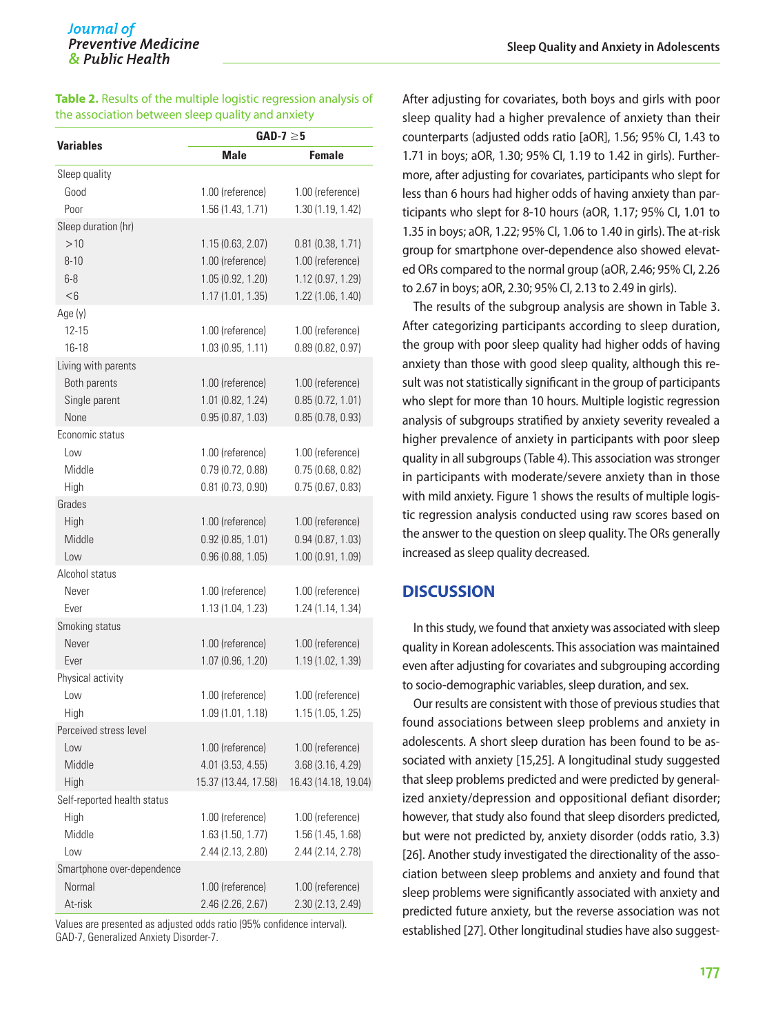**Table 2.** Results of the multiple logistic regression analysis of the association between sleep quality and anxiety

| Variables | GAD-7 ≥5 | |
|---|---|---|
| | Male | Female |
| Sleep quality | | |
| Good | 1.00 (reference) | 1.00 (reference) |
| Poor | 1.56 (1.43, 1.71) | 1.30 (1.19, 1.42) |
| Sleep duration (hr) | | |
| >10 | 1.15 (0.63, 2.07) | 0.81 (0.38, 1.71) |
| 8-10 | 1.00 (reference) | 1.00 (reference) |
| 6-8 | 1.05 (0.92, 1.20) | 1.12 (0.97, 1.29) |
| <6 | 1.17 (1.01, 1.35) | 1.22 (1.06, 1.40) |
| Age (y) | | |
| 12-15 | 1.00 (reference) | 1.00 (reference) |
| 16-18 | 1.03 (0.95, 1.11) | 0.89 (0.82, 0.97) |
| Living with parents | | |
| Both parents | 1.00 (reference) | 1.00 (reference) |
| Single parent | 1.01 (0.82, 1.24) | 0.85 (0.72, 1.01) |
| None | 0.95 (0.87, 1.03) | 0.85 (0.78, 0.93) |
| Economic status | | |
| Low | 1.00 (reference) | 1.00 (reference) |
| Middle | 0.79 (0.72, 0.88) | 0.75 (0.68, 0.82) |
| High | 0.81 (0.73, 0.90) | 0.75 (0.67, 0.83) |
| Grades | | |
| High | 1.00 (reference) | 1.00 (reference) |
| Middle | 0.92 (0.85, 1.01) | 0.94 (0.87, 1.03) |
| Low | 0.96 (0.88, 1.05) | 1.00 (0.91, 1.09) |
| Alcohol status | | |
| Never | 1.00 (reference) | 1.00 (reference) |
| Ever | 1.13 (1.04, 1.23) | 1.24 (1.14, 1.34) |
| Smoking status | | |
| Never | 1.00 (reference) | 1.00 (reference) |
| Ever | 1.07 (0.96, 1.20) | 1.19 (1.02, 1.39) |
| Physical activity | | |
| Low | 1.00 (reference) | 1.00 (reference) |
| High | 1.09 (1.01, 1.18) | 1.15 (1.05, 1.25) |
| Perceived stress level | | |
| Low | 1.00 (reference) | 1.00 (reference) |
| Middle | 4.01 (3.53, 4.55) | 3.68 (3.16, 4.29) |
| High | 15.37 (13.44, 17.58) | 16.43 (14.18, 19.04) |
| Self-reported health status | | |
| High | 1.00 (reference) | 1.00 (reference) |
| Middle | 1.63 (1.50, 1.77) | 1.56 (1.45, 1.68) |
| Low | 2.44 (2.13, 2.80) | 2.44 (2.14, 2.78) |
| Smartphone over-dependence | | |
| Normal | 1.00 (reference) | 1.00 (reference) |
| At-risk | 2.46 (2.26, 2.67) | 2.30 (2.13, 2.49) |

Values are presented as adjusted odds ratio (95% confidence interval).
GAD-7, Generalized Anxiety Disorder-7.

After adjusting for covariates, both boys and girls with poor sleep quality had a higher prevalence of anxiety than their counterparts (adjusted odds ratio [aOR], 1.56; 95% CI, 1.43 to 1.71 in boys; aOR, 1.30; 95% CI, 1.19 to 1.42 in girls). Furthermore, after adjusting for covariates, participants who slept for less than 6 hours had higher odds of having anxiety than participants who slept for 8-10 hours (aOR, 1.17; 95% CI, 1.01 to 1.35 in boys; aOR, 1.22; 95% CI, 1.06 to 1.40 in girls). The at-risk group for smartphone over-dependence also showed elevated ORs compared to the normal group (aOR, 2.46; 95% CI, 2.26 to 2.67 in boys; aOR, 2.30; 95% CI, 2.13 to 2.49 in girls).

The results of the subgroup analysis are shown in Table 3. After categorizing participants according to sleep duration, the group with poor sleep quality had higher odds of having anxiety than those with good sleep quality, although this result was not statistically significant in the group of participants who slept for more than 10 hours. Multiple logistic regression analysis of subgroups stratified by anxiety severity revealed a higher prevalence of anxiety in participants with poor sleep quality in all subgroups (Table 4). This association was stronger in participants with moderate/severe anxiety than in those with mild anxiety. Figure 1 shows the results of multiple logistic regression analysis conducted using raw scores based on the answer to the question on sleep quality. The ORs generally increased as sleep quality decreased.

## DISCUSSION

In this study, we found that anxiety was associated with sleep quality in Korean adolescents. This association was maintained even after adjusting for covariates and subgrouping according to socio-demographic variables, sleep duration, and sex.

Our results are consistent with those of previous studies that found associations between sleep problems and anxiety in adolescents. A short sleep duration has been found to be associated with anxiety [15,25]. A longitudinal study suggested that sleep problems predicted and were predicted by generalized anxiety/depression and oppositional defiant disorder; however, that study also found that sleep disorders predicted, but were not predicted by, anxiety disorder (odds ratio, 3.3) [26]. Another study investigated the directionality of the association between sleep problems and anxiety and found that sleep problems were significantly associated with anxiety and predicted future anxiety, but the reverse association was not established [27]. Other longitudinal studies have also suggest-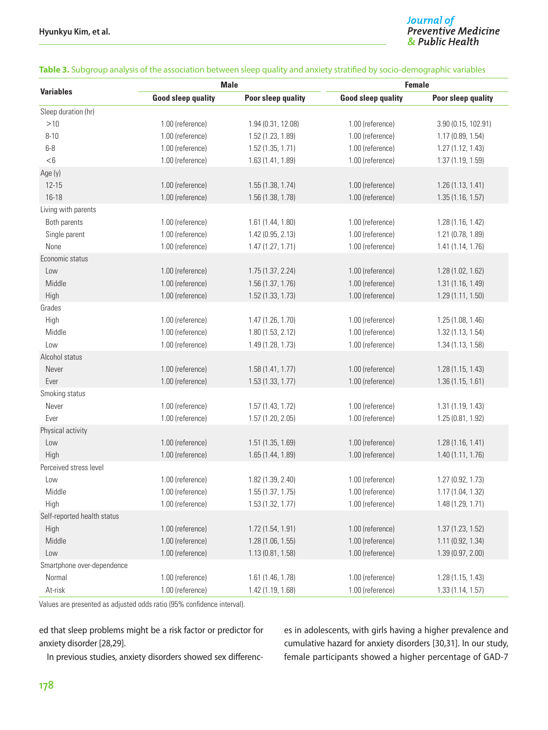**Table 3.** Subgroup analysis of the association between sleep quality and anxiety stratified by socio-demographic variables

| Variables | Male | | Female | |
|---|---|---|---|---|
| | Good sleep quality | Poor sleep quality | Good sleep quality | Poor sleep quality |
| Sleep duration (hr) | | | | |
| >10 | 1.00 (reference) | 1.94 (0.31, 12.08) | 1.00 (reference) | 3.90 (0.15, 102.91) |
| 8-10 | 1.00 (reference) | 1.52 (1.23, 1.89) | 1.00 (reference) | 1.17 (0.89, 1.54) |
| 6-8 | 1.00 (reference) | 1.52 (1.35, 1.71) | 1.00 (reference) | 1.27 (1.12, 1.43) |
| <6 | 1.00 (reference) | 1.63 (1.41, 1.89) | 1.00 (reference) | 1.37 (1.19, 1.59) |
| Age (y) | | | | |
| 12-15 | 1.00 (reference) | 1.55 (1.38, 1.74) | 1.00 (reference) | 1.26 (1.13, 1.41) |
| 16-18 | 1.00 (reference) | 1.56 (1.38, 1.78) | 1.00 (reference) | 1.35 (1.16, 1.57) |
| Living with parents | | | | |
| Both parents | 1.00 (reference) | 1.61 (1.44, 1.80) | 1.00 (reference) | 1.28 (1.16, 1.42) |
| Single parent | 1.00 (reference) | 1.42 (0.95, 2.13) | 1.00 (reference) | 1.21 (0.78, 1.89) |
| None | 1.00 (reference) | 1.47 (1.27, 1.71) | 1.00 (reference) | 1.41 (1.14, 1.76) |
| Economic status | | | | |
| Low | 1.00 (reference) | 1.75 (1.37, 2.24) | 1.00 (reference) | 1.28 (1.02, 1.62) |
| Middle | 1.00 (reference) | 1.56 (1.37, 1.76) | 1.00 (reference) | 1.31 (1.16, 1.49) |
| High | 1.00 (reference) | 1.52 (1.33, 1.73) | 1.00 (reference) | 1.29 (1.11, 1.50) |
| Grades | | | | |
| High | 1.00 (reference) | 1.47 (1.26, 1.70) | 1.00 (reference) | 1.25 (1.08, 1.46) |
| Middle | 1.00 (reference) | 1.80 (1.53, 2.12) | 1.00 (reference) | 1.32 (1.13, 1.54) |
| Low | 1.00 (reference) | 1.49 (1.28, 1.73) | 1.00 (reference) | 1.34 (1.13, 1.58) |
| Alcohol status | | | | |
| Never | 1.00 (reference) | 1.58 (1.41, 1.77) | 1.00 (reference) | 1.28 (1.15, 1.43) |
| Ever | 1.00 (reference) | 1.53 (1.33, 1.77) | 1.00 (reference) | 1.36 (1.15, 1.61) |
| Smoking status | | | | |
| Never | 1.00 (reference) | 1.57 (1.43, 1.72) | 1.00 (reference) | 1.31 (1.19, 1.43) |
| Ever | 1.00 (reference) | 1.57 (1.20, 2.05) | 1.00 (reference) | 1.25 (0.81, 1.92) |
| Physical activity | | | | |
| Low | 1.00 (reference) | 1.51 (1.35, 1.69) | 1.00 (reference) | 1.28 (1.16, 1.41) |
| High | 1.00 (reference) | 1.65 (1.44, 1.89) | 1.00 (reference) | 1.40 (1.11, 1.76) |
| Perceived stress level | | | | |
| Low | 1.00 (reference) | 1.82 (1.39, 2.40) | 1.00 (reference) | 1.27 (0.92, 1.73) |
| Middle | 1.00 (reference) | 1.55 (1.37, 1.75) | 1.00 (reference) | 1.17 (1.04, 1.32) |
| High | 1.00 (reference) | 1.53 (1.32, 1.77) | 1.00 (reference) | 1.48 (1.29, 1.71) |
| Self-reported health status | | | | |
| High | 1.00 (reference) | 1.72 (1.54, 1.91) | 1.00 (reference) | 1.37 (1.23, 1.52) |
| Middle | 1.00 (reference) | 1.28 (1.06, 1.55) | 1.00 (reference) | 1.11 (0.92, 1.34) |
| Low | 1.00 (reference) | 1.13 (0.81, 1.58) | 1.00 (reference) | 1.39 (0.97, 2.00) |
| Smartphone over-dependence | | | | |
| Normal | 1.00 (reference) | 1.61 (1.46, 1.78) | 1.00 (reference) | 1.28 (1.15, 1.43) |
| At-risk | 1.00 (reference) | 1.42 (1.19, 1.68) | 1.00 (reference) | 1.33 (1.14, 1.57) |

Values are presented as adjusted odds ratio (95% confidence interval).

ed that sleep problems might be a risk factor or predictor for anxiety disorder [28,29].

In previous studies, anxiety disorders showed sex differences in adolescents, with girls having a higher prevalence and cumulative hazard for anxiety disorders [30,31]. In our study, female participants showed a higher percentage of GAD-7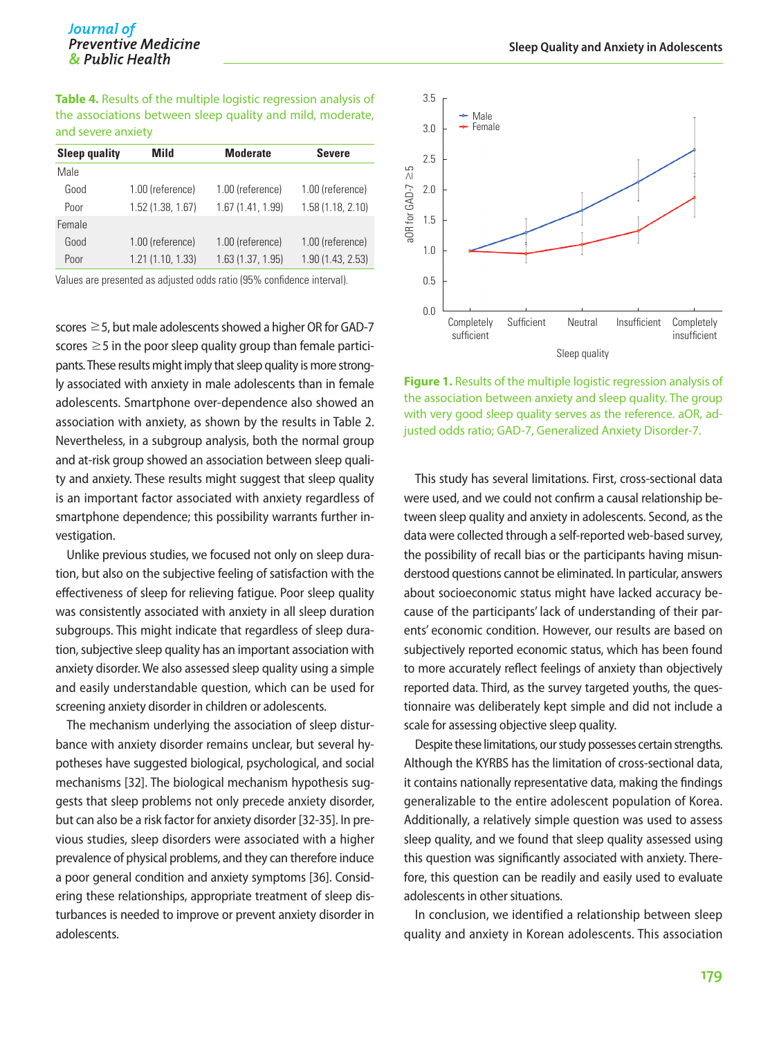**Table 4.** Results of the multiple logistic regression analysis of the associations between sleep quality and mild, moderate, and severe anxiety

| Sleep quality | Mild | Moderate | Severe |
|---|---|---|---|
| Male | | | |
| Good | 1.00 (reference) | 1.00 (reference) | 1.00 (reference) |
| Poor | 1.52 (1.38, 1.67) | 1.67 (1.41, 1.99) | 1.58 (1.18, 2.10) |
| Female | | | |
| Good | 1.00 (reference) | 1.00 (reference) | 1.00 (reference) |
| Poor | 1.21 (1.10, 1.33) | 1.63 (1.37, 1.95) | 1.90 (1.43, 2.53) |

Values are presented as adjusted odds ratio (95% confidence interval).

scores ≥5, but male adolescents showed a higher OR for GAD-7 scores ≥5 in the poor sleep quality group than female participants. These results might imply that sleep quality is more strongly associated with anxiety in male adolescents than in female adolescents. Smartphone over-dependence also showed an association with anxiety, as shown by the results in Table 2. Nevertheless, in a subgroup analysis, both the normal group and at-risk group showed an association between sleep quality and anxiety. These results might suggest that sleep quality is an important factor associated with anxiety regardless of smartphone dependence; this possibility warrants further investigation.

Unlike previous studies, we focused not only on sleep duration, but also on the subjective feeling of satisfaction with the effectiveness of sleep for relieving fatigue. Poor sleep quality was consistently associated with anxiety in all sleep duration subgroups. This might indicate that regardless of sleep duration, subjective sleep quality has an important association with anxiety disorder. We also assessed sleep quality using a simple and easily understandable question, which can be used for screening anxiety disorder in children or adolescents.

The mechanism underlying the association of sleep disturbance with anxiety disorder remains unclear, but several hypotheses have suggested biological, psychological, and social mechanisms [32]. The biological mechanism hypothesis suggests that sleep problems not only precede anxiety disorder, but can also be a risk factor for anxiety disorder [32-35]. In previous studies, sleep disorders were associated with a higher prevalence of physical problems, and they can therefore induce a poor general condition and anxiety symptoms [36]. Considering these relationships, appropriate treatment of sleep disturbances is needed to improve or prevent anxiety disorder in adolescents.

**Figure 1.** Results of the multiple logistic regression analysis of the association between anxiety and sleep quality. The group with very good sleep quality serves as the reference. aOR, adjusted odds ratio; GAD-7, Generalized Anxiety Disorder-7.

This study has several limitations. First, cross-sectional data were used, and we could not confirm a causal relationship between sleep quality and anxiety in adolescents. Second, as the data were collected through a self-reported web-based survey, the possibility of recall bias or the participants having misunderstood questions cannot be eliminated. In particular, answers about socioeconomic status might have lacked accuracy because of the participants' lack of understanding of their parents' economic condition. However, our results are based on subjectively reported economic status, which has been found to more accurately reflect feelings of anxiety than objectively reported data. Third, as the survey targeted youths, the questionnaire was deliberately kept simple and did not include a scale for assessing objective sleep quality.

Despite these limitations, our study possesses certain strengths. Although the KYRBS has the limitation of cross-sectional data, it contains nationally representative data, making the findings generalizable to the entire adolescent population of Korea. Additionally, a relatively simple question was used to assess sleep quality, and we found that sleep quality assessed using this question was significantly associated with anxiety. Therefore, this question can be readily and easily used to evaluate adolescents in other situations.

In conclusion, we identified a relationship between sleep quality and anxiety in Korean adolescents. This association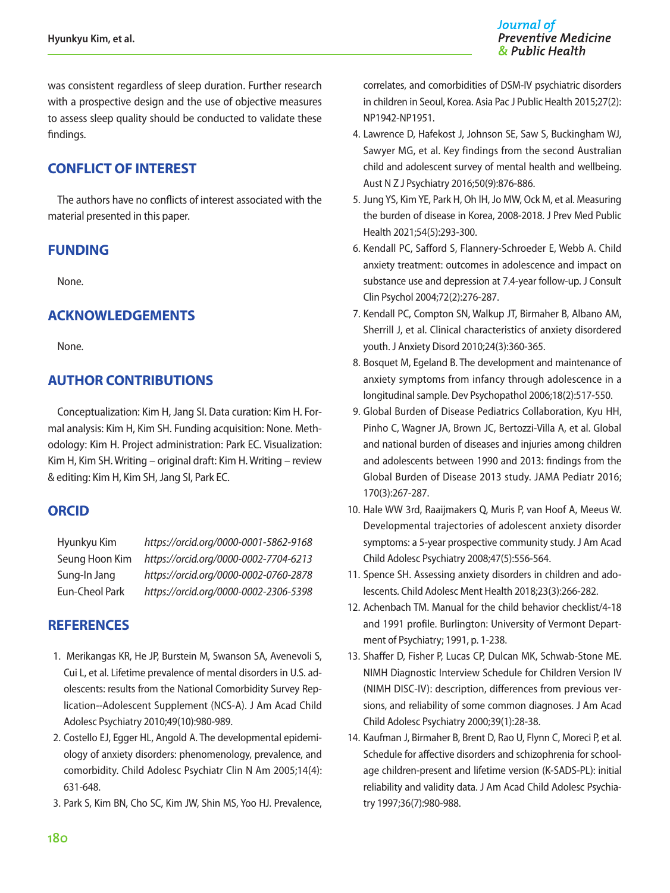was consistent regardless of sleep duration. Further research with a prospective design and the use of objective measures to assess sleep quality should be conducted to validate these findings.

## CONFLICT OF INTEREST

The authors have no conflicts of interest associated with the material presented in this paper.

## FUNDING

None.

## ACKNOWLEDGEMENTS

None.

## AUTHOR CONTRIBUTIONS

Conceptualization: Kim H, Jang SI. Data curation: Kim H. Formal analysis: Kim H, Kim SH. Funding acquisition: None. Methodology: Kim H. Project administration: Park EC. Visualization: Kim H, Kim SH. Writing – original draft: Kim H. Writing – review & editing: Kim H, Kim SH, Jang SI, Park EC.

## ORCID

| | |
|---|---|
| Hyunkyu Kim | *https://orcid.org/0000-0001-5862-9168* |
| Seung Hoon Kim | *https://orcid.org/0000-0002-7704-6213* |
| Sung-In Jang | *https://orcid.org/0000-0002-0760-2878* |
| Eun-Cheol Park | *https://orcid.org/0000-0002-2306-5398* |

## REFERENCES

1. Merikangas KR, He JP, Burstein M, Swanson SA, Avenevoli S, Cui L, et al. Lifetime prevalence of mental disorders in U.S. adolescents: results from the National Comorbidity Survey Replication--Adolescent Supplement (NCS-A). J Am Acad Child Adolesc Psychiatry 2010;49(10):980-989.
2. Costello EJ, Egger HL, Angold A. The developmental epidemiology of anxiety disorders: phenomenology, prevalence, and comorbidity. Child Adolesc Psychiatr Clin N Am 2005;14(4):631-648.
3. Park S, Kim BN, Cho SC, Kim JW, Shin MS, Yoo HJ. Prevalence, correlates, and comorbidities of DSM-IV psychiatric disorders in children in Seoul, Korea. Asia Pac J Public Health 2015;27(2):NP1942-NP1951.
4. Lawrence D, Hafekost J, Johnson SE, Saw S, Buckingham WJ, Sawyer MG, et al. Key findings from the second Australian child and adolescent survey of mental health and wellbeing. Aust N Z J Psychiatry 2016;50(9):876-886.
5. Jung YS, Kim YE, Park H, Oh IH, Jo MW, Ock M, et al. Measuring the burden of disease in Korea, 2008-2018. J Prev Med Public Health 2021;54(5):293-300.
6. Kendall PC, Safford S, Flannery-Schroeder E, Webb A. Child anxiety treatment: outcomes in adolescence and impact on substance use and depression at 7.4-year follow-up. J Consult Clin Psychol 2004;72(2):276-287.
7. Kendall PC, Compton SN, Walkup JT, Birmaher B, Albano AM, Sherrill J, et al. Clinical characteristics of anxiety disordered youth. J Anxiety Disord 2010;24(3):360-365.
8. Bosquet M, Egeland B. The development and maintenance of anxiety symptoms from infancy through adolescence in a longitudinal sample. Dev Psychopathol 2006;18(2):517-550.
9. Global Burden of Disease Pediatrics Collaboration, Kyu HH, Pinho C, Wagner JA, Brown JC, Bertozzi-Villa A, et al. Global and national burden of diseases and injuries among children and adolescents between 1990 and 2013: findings from the Global Burden of Disease 2013 study. JAMA Pediatr 2016;170(3):267-287.
10. Hale WW 3rd, Raaijmakers Q, Muris P, van Hoof A, Meeus W. Developmental trajectories of adolescent anxiety disorder symptoms: a 5-year prospective community study. J Am Acad Child Adolesc Psychiatry 2008;47(5):556-564.
11. Spence SH. Assessing anxiety disorders in children and adolescents. Child Adolesc Ment Health 2018;23(3):266-282.
12. Achenbach TM. Manual for the child behavior checklist/4-18 and 1991 profile. Burlington: University of Vermont Department of Psychiatry; 1991, p. 1-238.
13. Shaffer D, Fisher P, Lucas CP, Dulcan MK, Schwab-Stone ME. NIMH Diagnostic Interview Schedule for Children Version IV (NIMH DISC-IV): description, differences from previous versions, and reliability of some common diagnoses. J Am Acad Child Adolesc Psychiatry 2000;39(1):28-38.
14. Kaufman J, Birmaher B, Brent D, Rao U, Flynn C, Moreci P, et al. Schedule for affective disorders and schizophrenia for school-age children-present and lifetime version (K-SADS-PL): initial reliability and validity data. J Am Acad Child Adolesc Psychiatry 1997;36(7):980-988.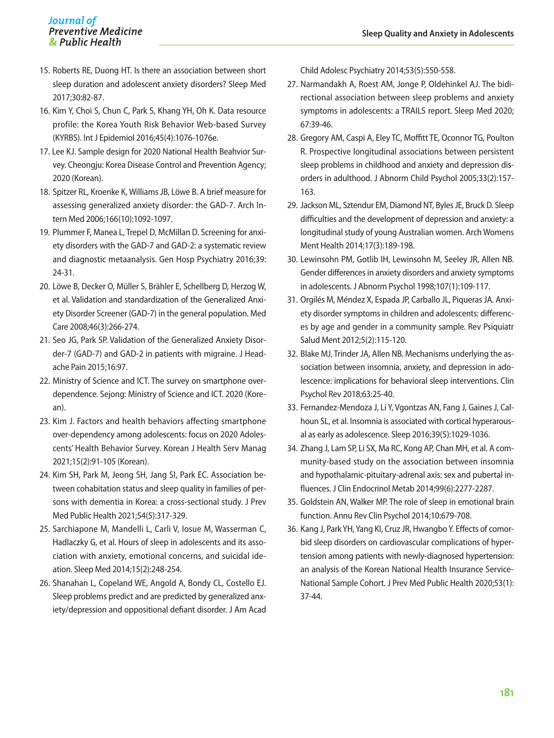15. Roberts RE, Duong HT. Is there an association between short sleep duration and adolescent anxiety disorders? Sleep Med 2017;30:82-87.
16. Kim Y, Choi S, Chun C, Park S, Khang YH, Oh K. Data resource profile: the Korea Youth Risk Behavior Web-based Survey (KYRBS). Int J Epidemiol 2016;45(4):1076-1076e.
17. Lee KJ. Sample design for 2020 National Health Beahvior Survey. Cheongju: Korea Disease Control and Prevention Agency; 2020 (Korean).
18. Spitzer RL, Kroenke K, Williams JB, Löwe B. A brief measure for assessing generalized anxiety disorder: the GAD-7. Arch Intern Med 2006;166(10):1092-1097.
19. Plummer F, Manea L, Trepel D, McMillan D. Screening for anxiety disorders with the GAD-7 and GAD-2: a systematic review and diagnostic metaanalysis. Gen Hosp Psychiatry 2016;39:24-31.
20. Löwe B, Decker O, Müller S, Brähler E, Schellberg D, Herzog W, et al. Validation and standardization of the Generalized Anxiety Disorder Screener (GAD-7) in the general population. Med Care 2008;46(3):266-274.
21. Seo JG, Park SP. Validation of the Generalized Anxiety Disorder-7 (GAD-7) and GAD-2 in patients with migraine. J Headache Pain 2015;16:97.
22. Ministry of Science and ICT. The survey on smartphone overdependence. Sejong: Ministry of Science and ICT. 2020 (Korean).
23. Kim J. Factors and health behaviors affecting smartphone over-dependency among adolescents: focus on 2020 Adolescents' Health Behavior Survey. Korean J Health Serv Manag 2021;15(2):91-105 (Korean).
24. Kim SH, Park M, Jeong SH, Jang SI, Park EC. Association between cohabitation status and sleep quality in families of persons with dementia in Korea: a cross-sectional study. J Prev Med Public Health 2021;54(5):317-329.
25. Sarchiapone M, Mandelli L, Carli V, Iosue M, Wasserman C, Hadlaczky G, et al. Hours of sleep in adolescents and its association with anxiety, emotional concerns, and suicidal ideation. Sleep Med 2014;15(2):248-254.
26. Shanahan L, Copeland WE, Angold A, Bondy CL, Costello EJ. Sleep problems predict and are predicted by generalized anxiety/depression and oppositional defiant disorder. J Am Acad Child Adolesc Psychiatry 2014;53(5):550-558.
27. Narmandakh A, Roest AM, Jonge P, Oldehinkel AJ. The bidirectional association between sleep problems and anxiety symptoms in adolescents: a TRAILS report. Sleep Med 2020;67:39-46.
28. Gregory AM, Caspi A, Eley TC, Moffitt TE, Oconnor TG, Poulton R. Prospective longitudinal associations between persistent sleep problems in childhood and anxiety and depression disorders in adulthood. J Abnorm Child Psychol 2005;33(2):157-163.
29. Jackson ML, Sztendur EM, Diamond NT, Byles JE, Bruck D. Sleep difficulties and the development of depression and anxiety: a longitudinal study of young Australian women. Arch Womens Ment Health 2014;17(3):189-198.
30. Lewinsohn PM, Gotlib IH, Lewinsohn M, Seeley JR, Allen NB. Gender differences in anxiety disorders and anxiety symptoms in adolescents. J Abnorm Psychol 1998;107(1):109-117.
31. Orgilés M, Méndez X, Espada JP, Carballo JL, Piqueras JA. Anxiety disorder symptoms in children and adolescents: differences by age and gender in a community sample. Rev Psiquiatr Salud Ment 2012;5(2):115-120.
32. Blake MJ, Trinder JA, Allen NB. Mechanisms underlying the association between insomnia, anxiety, and depression in adolescence: implications for behavioral sleep interventions. Clin Psychol Rev 2018;63:25-40.
33. Fernandez-Mendoza J, Li Y, Vgontzas AN, Fang J, Gaines J, Calhoun SL, et al. Insomnia is associated with cortical hyperarousal as early as adolescence. Sleep 2016;39(5):1029-1036.
34. Zhang J, Lam SP, Li SX, Ma RC, Kong AP, Chan MH, et al. A community-based study on the association between insomnia and hypothalamic-pituitary-adrenal axis: sex and pubertal influences. J Clin Endocrinol Metab 2014;99(6):2277-2287.
35. Goldstein AN, Walker MP. The role of sleep in emotional brain function. Annu Rev Clin Psychol 2014;10:679-708.
36. Kang J, Park YH, Yang KI, Cruz JR, Hwangbo Y. Effects of comorbid sleep disorders on cardiovascular complications of hypertension among patients with newly-diagnosed hypertension: an analysis of the Korean National Health Insurance Service-National Sample Cohort. J Prev Med Public Health 2020;53(1):37-44.